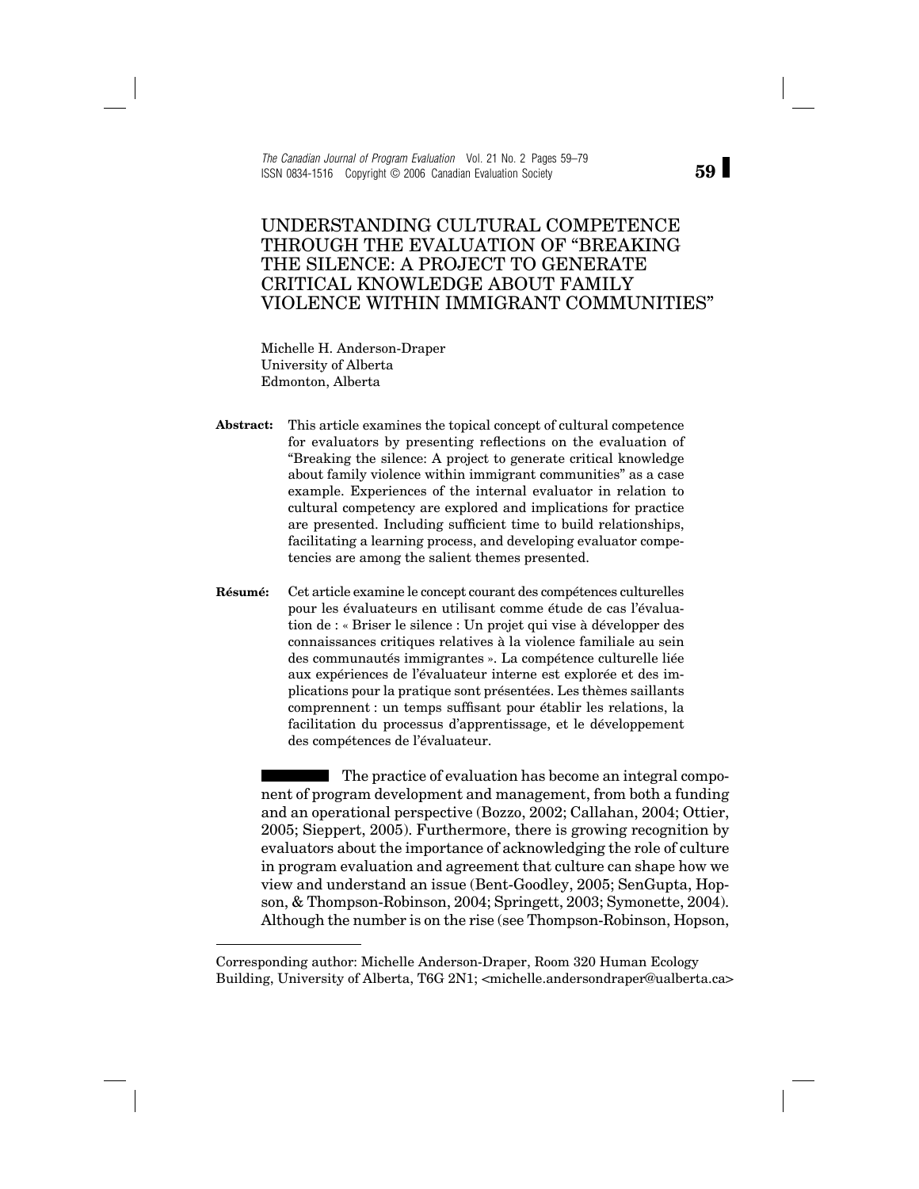# UNDERSTANDING CULTURAL COMPETENCE THROUGH THE EVALUATION OF "BREAKING THE SILENCE: A PROJECT TO GENERATE CRITICAL KNOWLEDGE ABOUT FAMILY VIOLENCE WITHIN IMMIGRANT COMMUNITIES"

Michelle H. Anderson-Draper
University of Alberta
Edmonton, Alberta

**Abstract:** This article examines the topical concept of cultural competence for evaluators by presenting reflections on the evaluation of "Breaking the silence: A project to generate critical knowledge about family violence within immigrant communities" as a case example. Experiences of the internal evaluator in relation to cultural competency are explored and implications for practice are presented. Including sufficient time to build relationships, facilitating a learning process, and developing evaluator competencies are among the salient themes presented.

**Résumé:** Cet article examine le concept courant des compétences culturelles pour les évaluateurs en utilisant comme étude de cas l'évaluation de : « Briser le silence : Un projet qui vise à développer des connaissances critiques relatives à la violence familiale au sein des communautés immigrantes ». La compétence culturelle liée aux expériences de l'évaluateur interne est explorée et des implications pour la pratique sont présentées. Les thèmes saillants comprennent : un temps suffisant pour établir les relations, la facilitation du processus d'apprentissage, et le développement des compétences de l'évaluateur.

The practice of evaluation has become an integral component of program development and management, from both a funding and an operational perspective (Bozzo, 2002; Callahan, 2004; Ottier, 2005; Sieppert, 2005). Furthermore, there is growing recognition by evaluators about the importance of acknowledging the role of culture in program evaluation and agreement that culture can shape how we view and understand an issue (Bent-Goodley, 2005; SenGupta, Hopson, & Thompson-Robinson, 2004; Springett, 2003; Symonette, 2004). Although the number is on the rise (see Thompson-Robinson, Hopson,

---

Corresponding author: Michelle Anderson-Draper, Room 320 Human Ecology Building, University of Alberta, T6G 2N1; <michelle.andersondraper@ualberta.ca>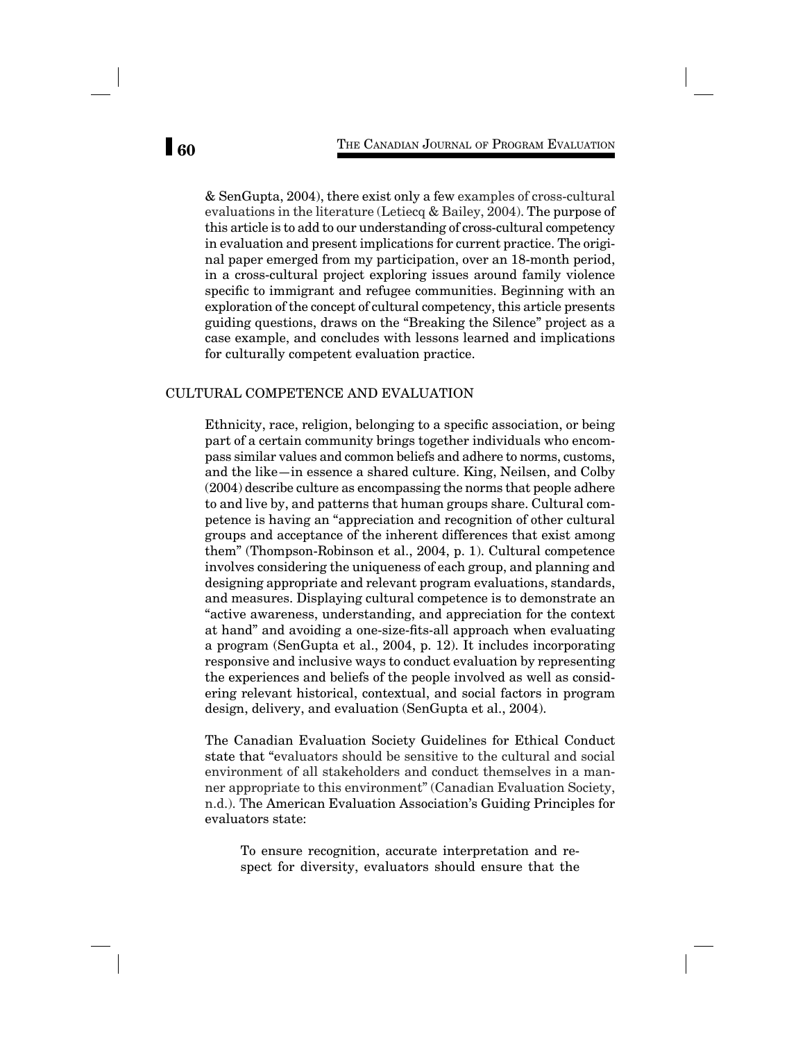& SenGupta, 2004), there exist only a few examples of cross-cultural evaluations in the literature (Letiecq & Bailey, 2004). The purpose of this article is to add to our understanding of cross-cultural competency in evaluation and present implications for current practice. The original paper emerged from my participation, over an 18-month period, in a cross-cultural project exploring issues around family violence specific to immigrant and refugee communities. Beginning with an exploration of the concept of cultural competency, this article presents guiding questions, draws on the "Breaking the Silence" project as a case example, and concludes with lessons learned and implications for culturally competent evaluation practice.

## CULTURAL COMPETENCE AND EVALUATION

Ethnicity, race, religion, belonging to a specific association, or being part of a certain community brings together individuals who encompass similar values and common beliefs and adhere to norms, customs, and the like—in essence a shared culture. King, Neilsen, and Colby (2004) describe culture as encompassing the norms that people adhere to and live by, and patterns that human groups share. Cultural competence is having an "appreciation and recognition of other cultural groups and acceptance of the inherent differences that exist among them" (Thompson-Robinson et al., 2004, p. 1). Cultural competence involves considering the uniqueness of each group, and planning and designing appropriate and relevant program evaluations, standards, and measures. Displaying cultural competence is to demonstrate an "active awareness, understanding, and appreciation for the context at hand" and avoiding a one-size-fits-all approach when evaluating a program (SenGupta et al., 2004, p. 12). It includes incorporating responsive and inclusive ways to conduct evaluation by representing the experiences and beliefs of the people involved as well as considering relevant historical, contextual, and social factors in program design, delivery, and evaluation (SenGupta et al., 2004).

The Canadian Evaluation Society Guidelines for Ethical Conduct state that "evaluators should be sensitive to the cultural and social environment of all stakeholders and conduct themselves in a manner appropriate to this environment" (Canadian Evaluation Society, n.d.). The American Evaluation Association's Guiding Principles for evaluators state:

> To ensure recognition, accurate interpretation and respect for diversity, evaluators should ensure that the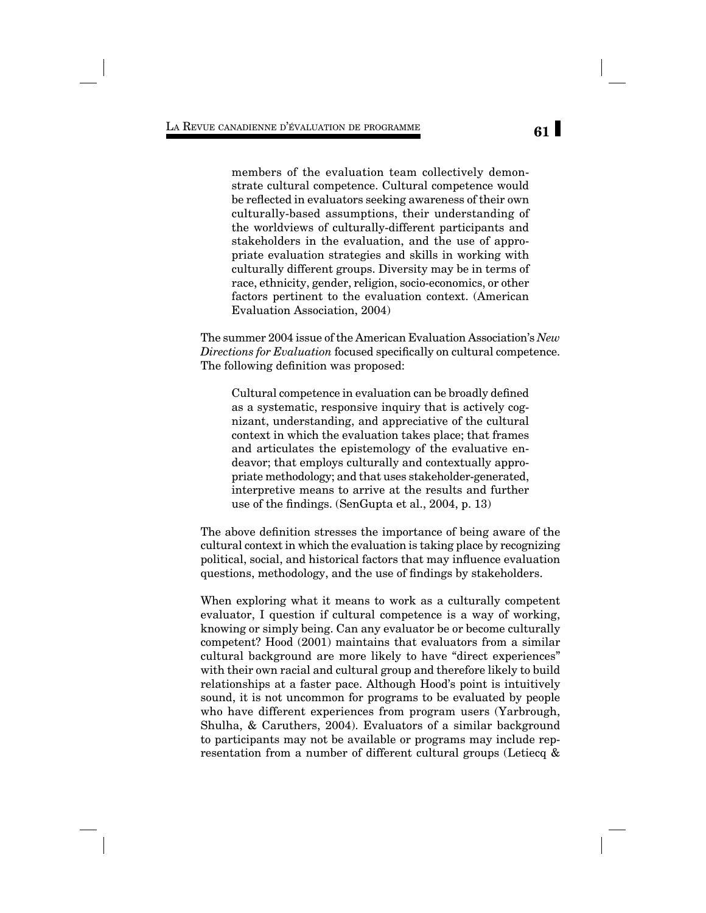> members of the evaluation team collectively demonstrate cultural competence. Cultural competence would be reflected in evaluators seeking awareness of their own culturally-based assumptions, their understanding of the worldviews of culturally-different participants and stakeholders in the evaluation, and the use of appropriate evaluation strategies and skills in working with culturally different groups. Diversity may be in terms of race, ethnicity, gender, religion, socio-economics, or other factors pertinent to the evaluation context. (American Evaluation Association, 2004)

The summer 2004 issue of the American Evaluation Association's *New Directions for Evaluation* focused specifically on cultural competence. The following definition was proposed:

> Cultural competence in evaluation can be broadly defined as a systematic, responsive inquiry that is actively cognizant, understanding, and appreciative of the cultural context in which the evaluation takes place; that frames and articulates the epistemology of the evaluative endeavor; that employs culturally and contextually appropriate methodology; and that uses stakeholder-generated, interpretive means to arrive at the results and further use of the findings. (SenGupta et al., 2004, p. 13)

The above definition stresses the importance of being aware of the cultural context in which the evaluation is taking place by recognizing political, social, and historical factors that may influence evaluation questions, methodology, and the use of findings by stakeholders.

When exploring what it means to work as a culturally competent evaluator, I question if cultural competence is a way of working, knowing or simply being. Can any evaluator be or become culturally competent? Hood (2001) maintains that evaluators from a similar cultural background are more likely to have "direct experiences" with their own racial and cultural group and therefore likely to build relationships at a faster pace. Although Hood's point is intuitively sound, it is not uncommon for programs to be evaluated by people who have different experiences from program users (Yarbrough, Shulha, & Caruthers, 2004). Evaluators of a similar background to participants may not be available or programs may include representation from a number of different cultural groups (Letiecq &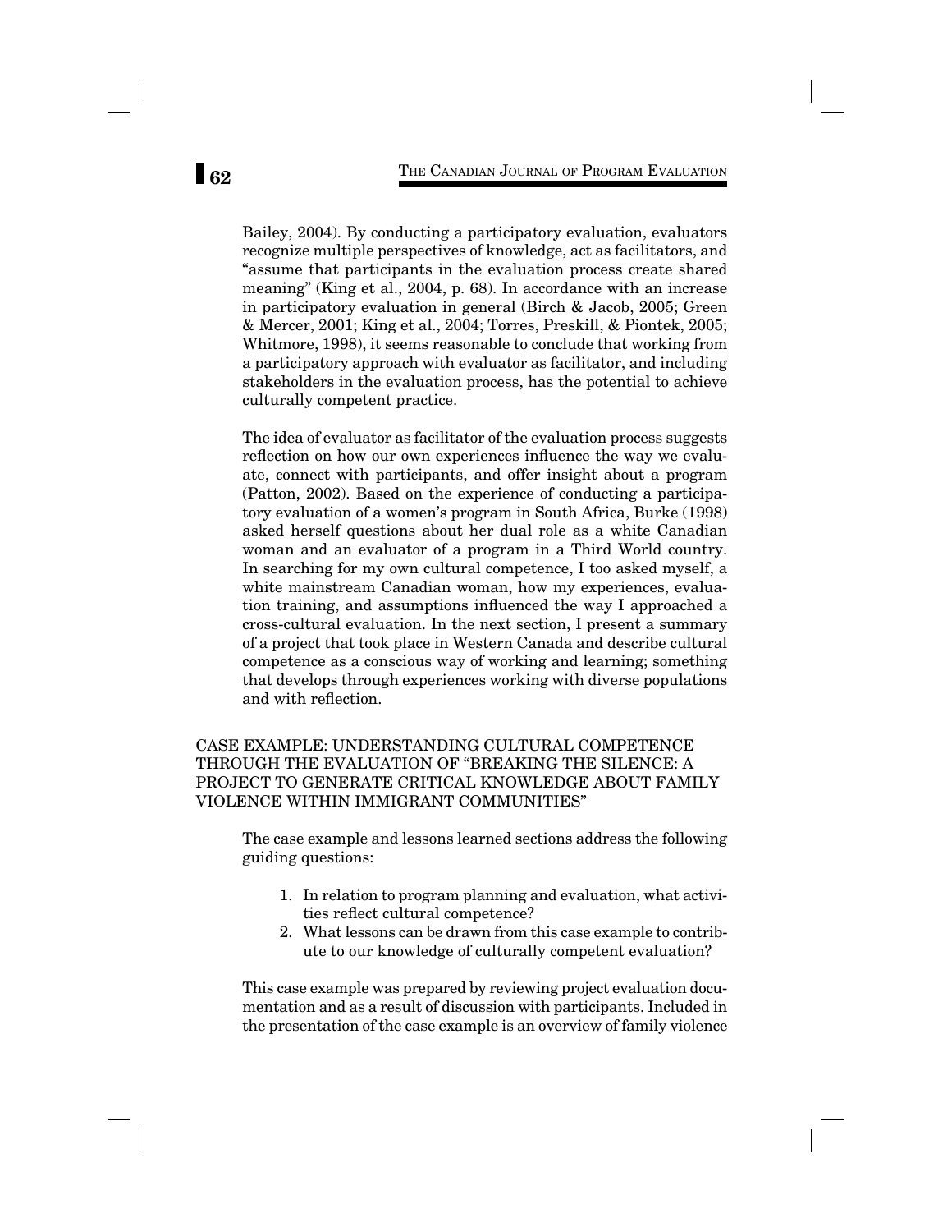Bailey, 2004). By conducting a participatory evaluation, evaluators recognize multiple perspectives of knowledge, act as facilitators, and "assume that participants in the evaluation process create shared meaning" (King et al., 2004, p. 68). In accordance with an increase in participatory evaluation in general (Birch & Jacob, 2005; Green & Mercer, 2001; King et al., 2004; Torres, Preskill, & Piontek, 2005; Whitmore, 1998), it seems reasonable to conclude that working from a participatory approach with evaluator as facilitator, and including stakeholders in the evaluation process, has the potential to achieve culturally competent practice.

The idea of evaluator as facilitator of the evaluation process suggests reflection on how our own experiences influence the way we evaluate, connect with participants, and offer insight about a program (Patton, 2002). Based on the experience of conducting a participatory evaluation of a women's program in South Africa, Burke (1998) asked herself questions about her dual role as a white Canadian woman and an evaluator of a program in a Third World country. In searching for my own cultural competence, I too asked myself, a white mainstream Canadian woman, how my experiences, evaluation training, and assumptions influenced the way I approached a cross-cultural evaluation. In the next section, I present a summary of a project that took place in Western Canada and describe cultural competence as a conscious way of working and learning; something that develops through experiences working with diverse populations and with reflection.

## CASE EXAMPLE: UNDERSTANDING CULTURAL COMPETENCE THROUGH THE EVALUATION OF "BREAKING THE SILENCE: A PROJECT TO GENERATE CRITICAL KNOWLEDGE ABOUT FAMILY VIOLENCE WITHIN IMMIGRANT COMMUNITIES"

The case example and lessons learned sections address the following guiding questions:

1. In relation to program planning and evaluation, what activities reflect cultural competence?
2. What lessons can be drawn from this case example to contribute to our knowledge of culturally competent evaluation?

This case example was prepared by reviewing project evaluation documentation and as a result of discussion with participants. Included in the presentation of the case example is an overview of family violence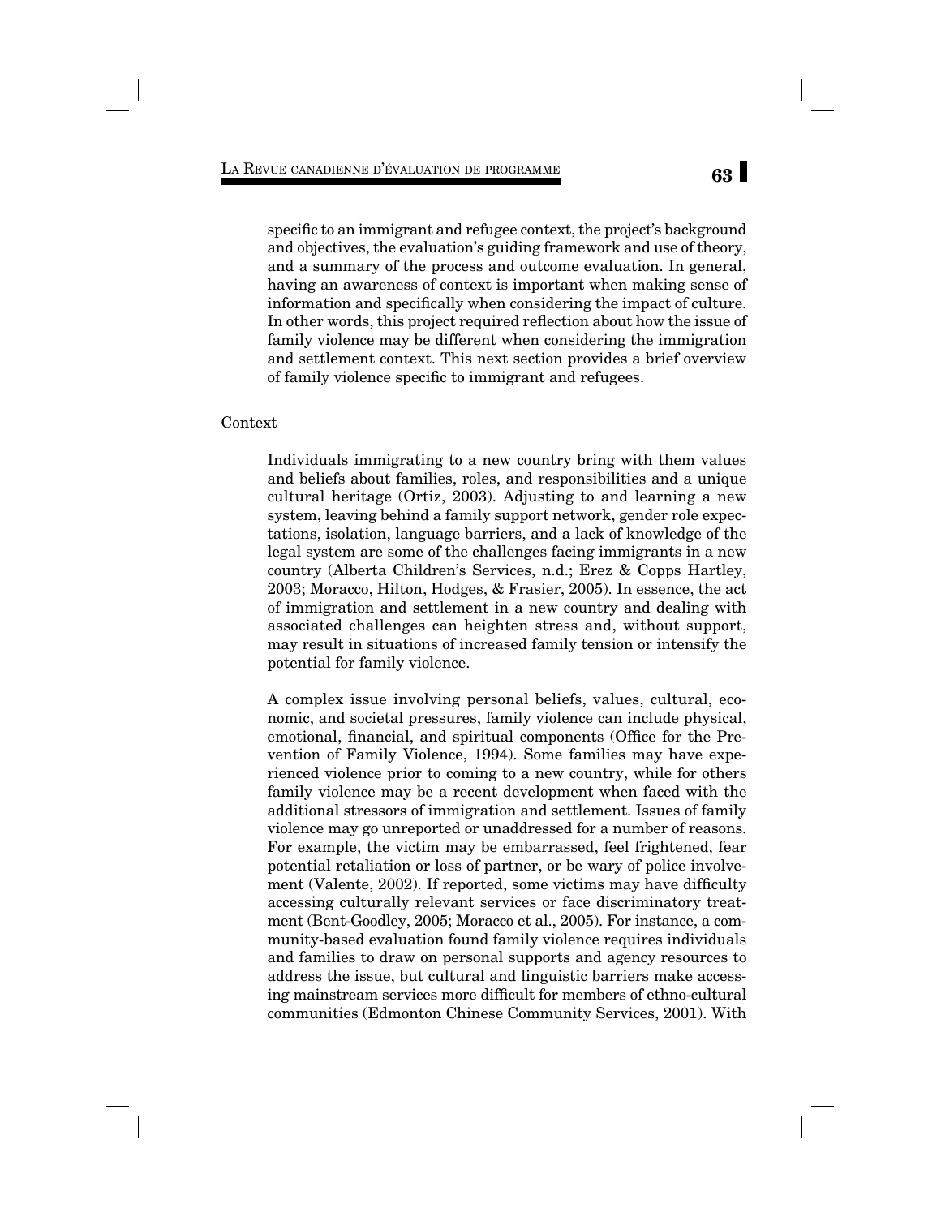specific to an immigrant and refugee context, the project's background and objectives, the evaluation's guiding framework and use of theory, and a summary of the process and outcome evaluation. In general, having an awareness of context is important when making sense of information and specifically when considering the impact of culture. In other words, this project required reflection about how the issue of family violence may be different when considering the immigration and settlement context. This next section provides a brief overview of family violence specific to immigrant and refugees.

## Context

Individuals immigrating to a new country bring with them values and beliefs about families, roles, and responsibilities and a unique cultural heritage (Ortiz, 2003). Adjusting to and learning a new system, leaving behind a family support network, gender role expectations, isolation, language barriers, and a lack of knowledge of the legal system are some of the challenges facing immigrants in a new country (Alberta Children's Services, n.d.; Erez & Copps Hartley, 2003; Moracco, Hilton, Hodges, & Frasier, 2005). In essence, the act of immigration and settlement in a new country and dealing with associated challenges can heighten stress and, without support, may result in situations of increased family tension or intensify the potential for family violence.

A complex issue involving personal beliefs, values, cultural, economic, and societal pressures, family violence can include physical, emotional, financial, and spiritual components (Office for the Prevention of Family Violence, 1994). Some families may have experienced violence prior to coming to a new country, while for others family violence may be a recent development when faced with the additional stressors of immigration and settlement. Issues of family violence may go unreported or unaddressed for a number of reasons. For example, the victim may be embarrassed, feel frightened, fear potential retaliation or loss of partner, or be wary of police involvement (Valente, 2002). If reported, some victims may have difficulty accessing culturally relevant services or face discriminatory treatment (Bent-Goodley, 2005; Moracco et al., 2005). For instance, a community-based evaluation found family violence requires individuals and families to draw on personal supports and agency resources to address the issue, but cultural and linguistic barriers make accessing mainstream services more difficult for members of ethno-cultural communities (Edmonton Chinese Community Services, 2001). With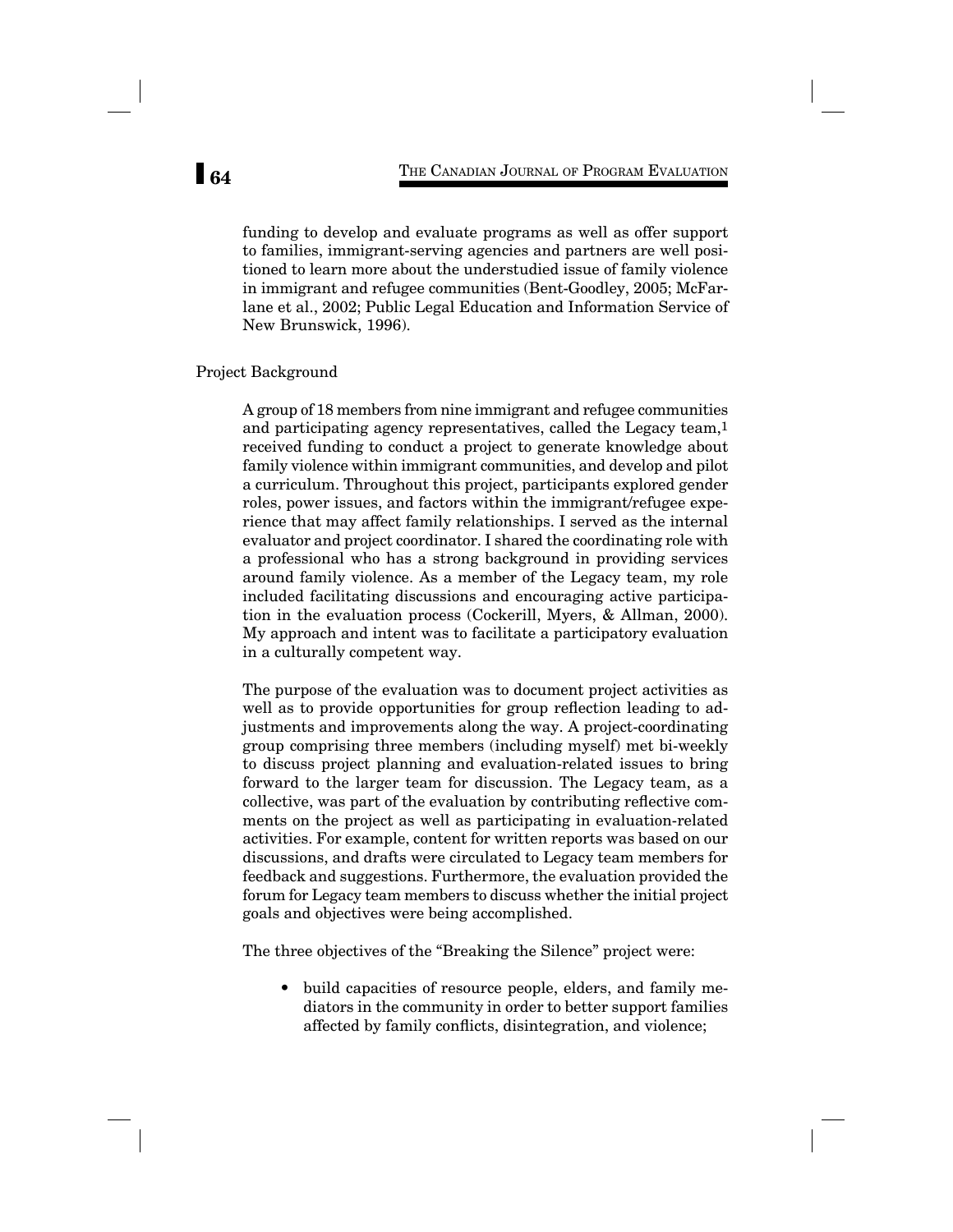funding to develop and evaluate programs as well as offer support to families, immigrant-serving agencies and partners are well positioned to learn more about the understudied issue of family violence in immigrant and refugee communities (Bent-Goodley, 2005; McFarlane et al., 2002; Public Legal Education and Information Service of New Brunswick, 1996).

## Project Background

A group of 18 members from nine immigrant and refugee communities and participating agency representatives, called the Legacy team,[1] received funding to conduct a project to generate knowledge about family violence within immigrant communities, and develop and pilot a curriculum. Throughout this project, participants explored gender roles, power issues, and factors within the immigrant/refugee experience that may affect family relationships. I served as the internal evaluator and project coordinator. I shared the coordinating role with a professional who has a strong background in providing services around family violence. As a member of the Legacy team, my role included facilitating discussions and encouraging active participation in the evaluation process (Cockerill, Myers, & Allman, 2000). My approach and intent was to facilitate a participatory evaluation in a culturally competent way.

The purpose of the evaluation was to document project activities as well as to provide opportunities for group reflection leading to adjustments and improvements along the way. A project-coordinating group comprising three members (including myself) met bi-weekly to discuss project planning and evaluation-related issues to bring forward to the larger team for discussion. The Legacy team, as a collective, was part of the evaluation by contributing reflective comments on the project as well as participating in evaluation-related activities. For example, content for written reports was based on our discussions, and drafts were circulated to Legacy team members for feedback and suggestions. Furthermore, the evaluation provided the forum for Legacy team members to discuss whether the initial project goals and objectives were being accomplished.

The three objectives of the "Breaking the Silence" project were:

- build capacities of resource people, elders, and family mediators in the community in order to better support families affected by family conflicts, disintegration, and violence;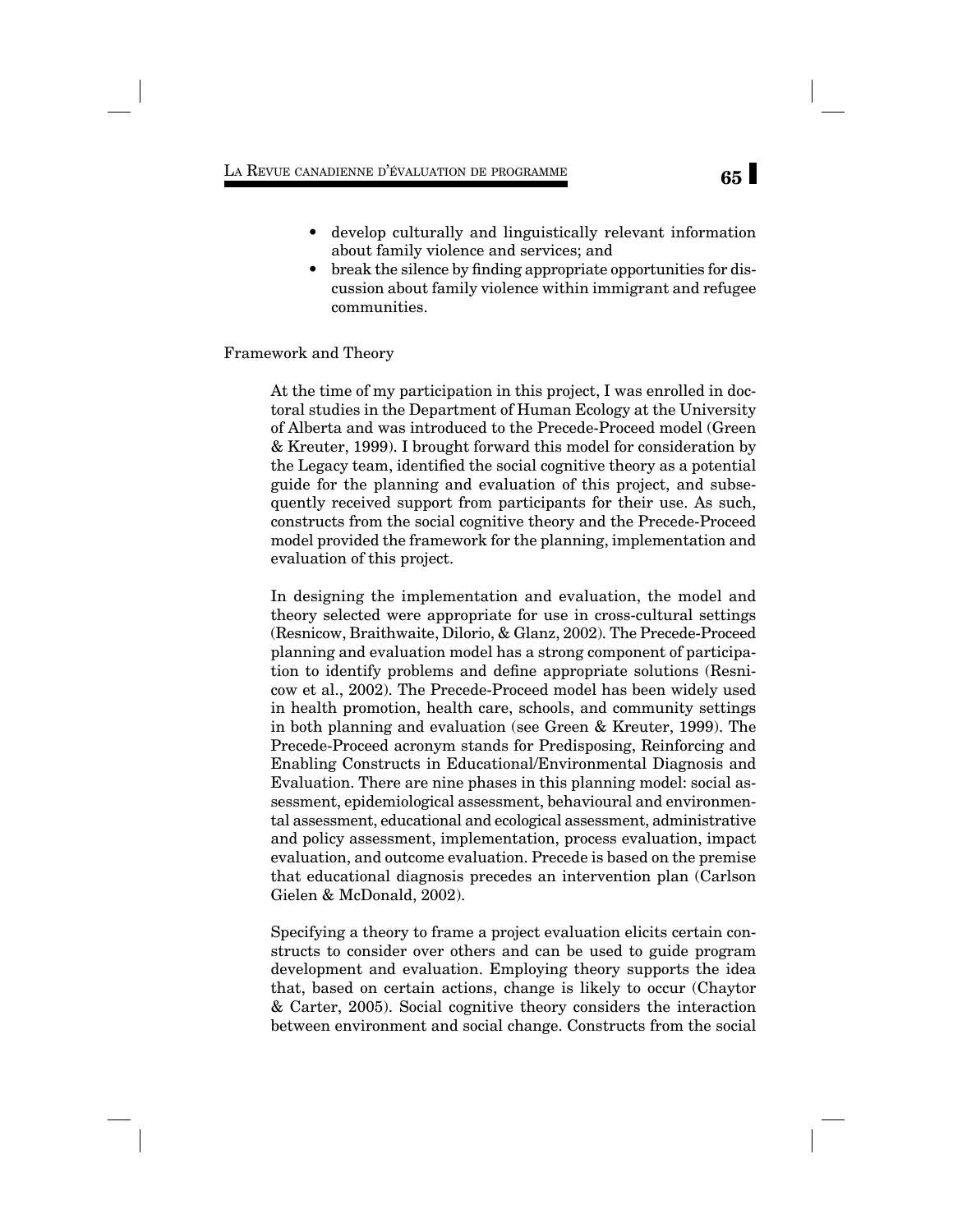- develop culturally and linguistically relevant information about family violence and services; and
- break the silence by finding appropriate opportunities for discussion about family violence within immigrant and refugee communities.

## Framework and Theory

At the time of my participation in this project, I was enrolled in doctoral studies in the Department of Human Ecology at the University of Alberta and was introduced to the Precede-Proceed model (Green & Kreuter, 1999). I brought forward this model for consideration by the Legacy team, identified the social cognitive theory as a potential guide for the planning and evaluation of this project, and subsequently received support from participants for their use. As such, constructs from the social cognitive theory and the Precede-Proceed model provided the framework for the planning, implementation and evaluation of this project.

In designing the implementation and evaluation, the model and theory selected were appropriate for use in cross-cultural settings (Resnicow, Braithwaite, Dilorio, & Glanz, 2002). The Precede-Proceed planning and evaluation model has a strong component of participation to identify problems and define appropriate solutions (Resnicow et al., 2002). The Precede-Proceed model has been widely used in health promotion, health care, schools, and community settings in both planning and evaluation (see Green & Kreuter, 1999). The Precede-Proceed acronym stands for Predisposing, Reinforcing and Enabling Constructs in Educational/Environmental Diagnosis and Evaluation. There are nine phases in this planning model: social assessment, epidemiological assessment, behavioural and environmental assessment, educational and ecological assessment, administrative and policy assessment, implementation, process evaluation, impact evaluation, and outcome evaluation. Precede is based on the premise that educational diagnosis precedes an intervention plan (Carlson Gielen & McDonald, 2002).

Specifying a theory to frame a project evaluation elicits certain constructs to consider over others and can be used to guide program development and evaluation. Employing theory supports the idea that, based on certain actions, change is likely to occur (Chaytor & Carter, 2005). Social cognitive theory considers the interaction between environment and social change. Constructs from the social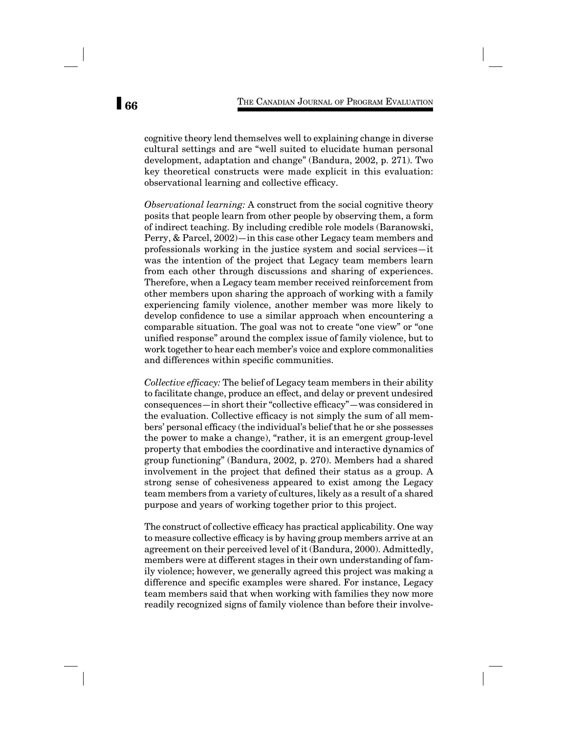cognitive theory lend themselves well to explaining change in diverse cultural settings and are "well suited to elucidate human personal development, adaptation and change" (Bandura, 2002, p. 271). Two key theoretical constructs were made explicit in this evaluation: observational learning and collective efficacy.

*Observational learning:* A construct from the social cognitive theory posits that people learn from other people by observing them, a form of indirect teaching. By including credible role models (Baranowski, Perry, & Parcel, 2002)—in this case other Legacy team members and professionals working in the justice system and social services—it was the intention of the project that Legacy team members learn from each other through discussions and sharing of experiences. Therefore, when a Legacy team member received reinforcement from other members upon sharing the approach of working with a family experiencing family violence, another member was more likely to develop confidence to use a similar approach when encountering a comparable situation. The goal was not to create "one view" or "one unified response" around the complex issue of family violence, but to work together to hear each member's voice and explore commonalities and differences within specific communities.

*Collective efficacy:* The belief of Legacy team members in their ability to facilitate change, produce an effect, and delay or prevent undesired consequences—in short their "collective efficacy"—was considered in the evaluation. Collective efficacy is not simply the sum of all members' personal efficacy (the individual's belief that he or she possesses the power to make a change), "rather, it is an emergent group-level property that embodies the coordinative and interactive dynamics of group functioning" (Bandura, 2002, p. 270). Members had a shared involvement in the project that defined their status as a group. A strong sense of cohesiveness appeared to exist among the Legacy team members from a variety of cultures, likely as a result of a shared purpose and years of working together prior to this project.

The construct of collective efficacy has practical applicability. One way to measure collective efficacy is by having group members arrive at an agreement on their perceived level of it (Bandura, 2000). Admittedly, members were at different stages in their own understanding of family violence; however, we generally agreed this project was making a difference and specific examples were shared. For instance, Legacy team members said that when working with families they now more readily recognized signs of family violence than before their involve-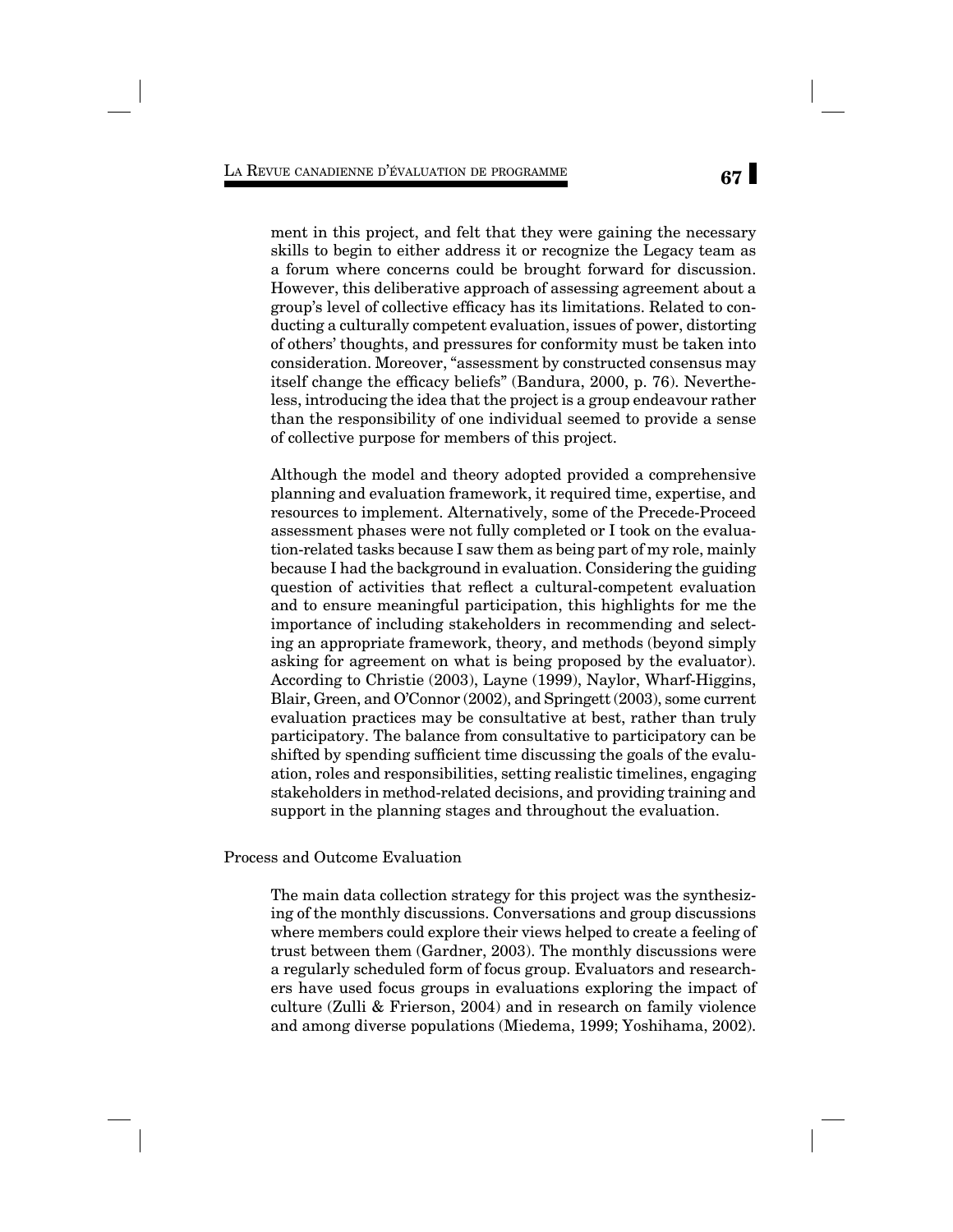ment in this project, and felt that they were gaining the necessary skills to begin to either address it or recognize the Legacy team as a forum where concerns could be brought forward for discussion. However, this deliberative approach of assessing agreement about a group's level of collective efficacy has its limitations. Related to conducting a culturally competent evaluation, issues of power, distorting of others' thoughts, and pressures for conformity must be taken into consideration. Moreover, "assessment by constructed consensus may itself change the efficacy beliefs" (Bandura, 2000, p. 76). Nevertheless, introducing the idea that the project is a group endeavour rather than the responsibility of one individual seemed to provide a sense of collective purpose for members of this project.

Although the model and theory adopted provided a comprehensive planning and evaluation framework, it required time, expertise, and resources to implement. Alternatively, some of the Precede-Proceed assessment phases were not fully completed or I took on the evaluation-related tasks because I saw them as being part of my role, mainly because I had the background in evaluation. Considering the guiding question of activities that reflect a cultural-competent evaluation and to ensure meaningful participation, this highlights for me the importance of including stakeholders in recommending and selecting an appropriate framework, theory, and methods (beyond simply asking for agreement on what is being proposed by the evaluator). According to Christie (2003), Layne (1999), Naylor, Wharf-Higgins, Blair, Green, and O'Connor (2002), and Springett (2003), some current evaluation practices may be consultative at best, rather than truly participatory. The balance from consultative to participatory can be shifted by spending sufficient time discussing the goals of the evaluation, roles and responsibilities, setting realistic timelines, engaging stakeholders in method-related decisions, and providing training and support in the planning stages and throughout the evaluation.

## Process and Outcome Evaluation

The main data collection strategy for this project was the synthesizing of the monthly discussions. Conversations and group discussions where members could explore their views helped to create a feeling of trust between them (Gardner, 2003). The monthly discussions were a regularly scheduled form of focus group. Evaluators and researchers have used focus groups in evaluations exploring the impact of culture (Zulli & Frierson, 2004) and in research on family violence and among diverse populations (Miedema, 1999; Yoshihama, 2002).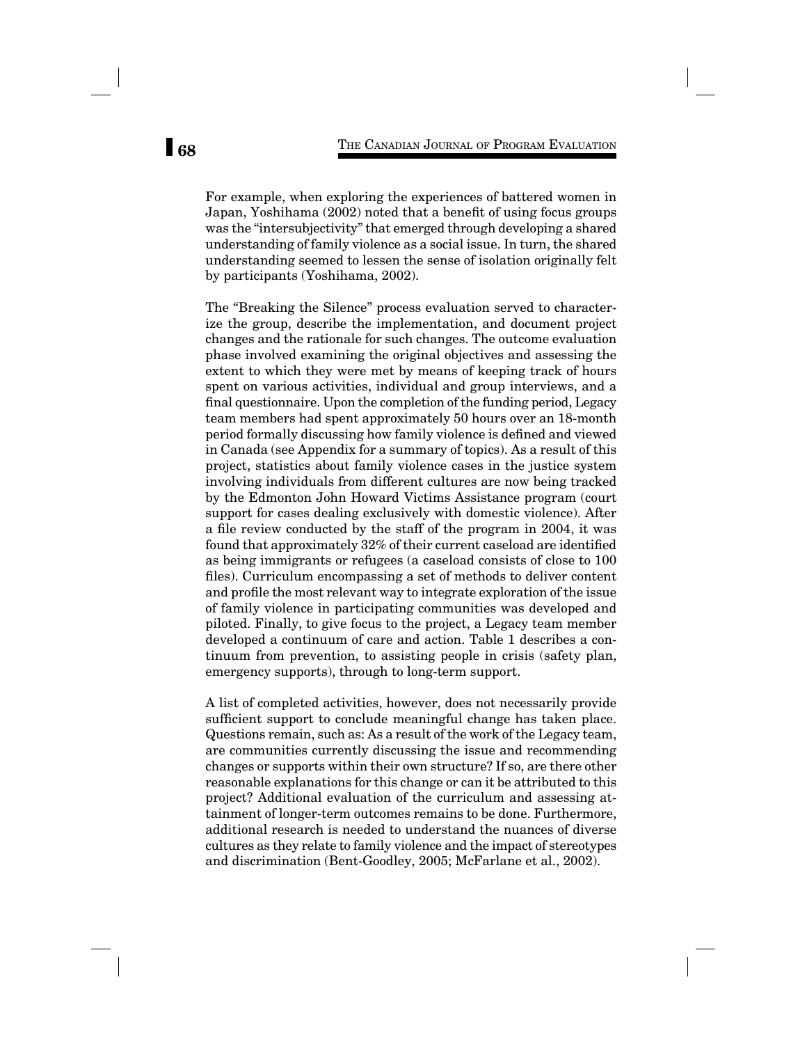For example, when exploring the experiences of battered women in Japan, Yoshihama (2002) noted that a benefit of using focus groups was the "intersubjectivity" that emerged through developing a shared understanding of family violence as a social issue. In turn, the shared understanding seemed to lessen the sense of isolation originally felt by participants (Yoshihama, 2002).

The "Breaking the Silence" process evaluation served to characterize the group, describe the implementation, and document project changes and the rationale for such changes. The outcome evaluation phase involved examining the original objectives and assessing the extent to which they were met by means of keeping track of hours spent on various activities, individual and group interviews, and a final questionnaire. Upon the completion of the funding period, Legacy team members had spent approximately 50 hours over an 18-month period formally discussing how family violence is defined and viewed in Canada (see Appendix for a summary of topics). As a result of this project, statistics about family violence cases in the justice system involving individuals from different cultures are now being tracked by the Edmonton John Howard Victims Assistance program (court support for cases dealing exclusively with domestic violence). After a file review conducted by the staff of the program in 2004, it was found that approximately 32% of their current caseload are identified as being immigrants or refugees (a caseload consists of close to 100 files). Curriculum encompassing a set of methods to deliver content and profile the most relevant way to integrate exploration of the issue of family violence in participating communities was developed and piloted. Finally, to give focus to the project, a Legacy team member developed a continuum of care and action. Table 1 describes a continuum from prevention, to assisting people in crisis (safety plan, emergency supports), through to long-term support.

A list of completed activities, however, does not necessarily provide sufficient support to conclude meaningful change has taken place. Questions remain, such as: As a result of the work of the Legacy team, are communities currently discussing the issue and recommending changes or supports within their own structure? If so, are there other reasonable explanations for this change or can it be attributed to this project? Additional evaluation of the curriculum and assessing attainment of longer-term outcomes remains to be done. Furthermore, additional research is needed to understand the nuances of diverse cultures as they relate to family violence and the impact of stereotypes and discrimination (Bent-Goodley, 2005; McFarlane et al., 2002).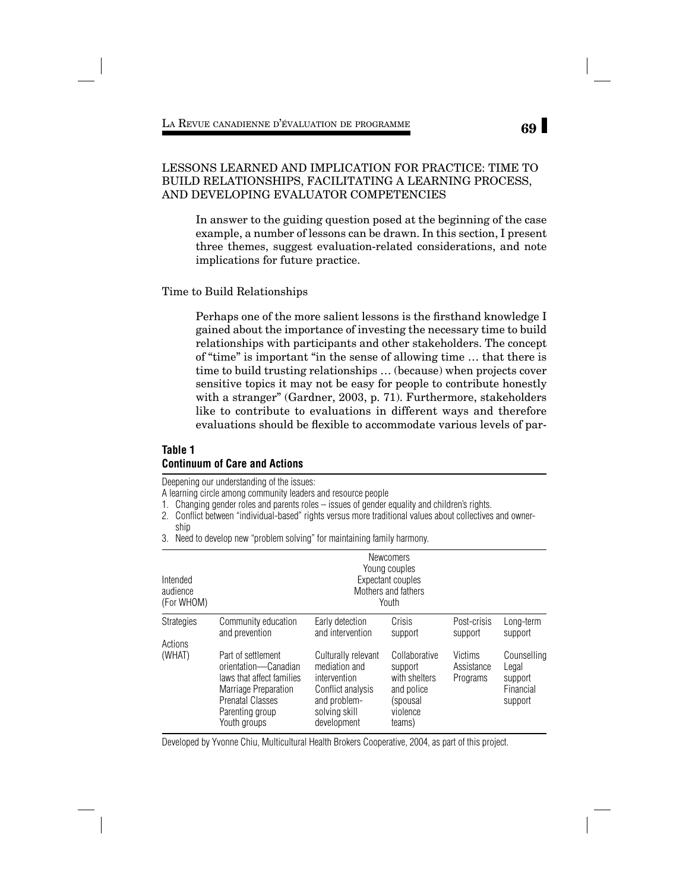## LESSONS LEARNED AND IMPLICATION FOR PRACTICE: TIME TO BUILD RELATIONSHIPS, FACILITATING A LEARNING PROCESS, AND DEVELOPING EVALUATOR COMPETENCIES

In answer to the guiding question posed at the beginning of the case example, a number of lessons can be drawn. In this section, I present three themes, suggest evaluation-related considerations, and note implications for future practice.

### Time to Build Relationships

Perhaps one of the more salient lessons is the firsthand knowledge I gained about the importance of investing the necessary time to build relationships with participants and other stakeholders. The concept of "time" is important "in the sense of allowing time … that there is time to build trusting relationships … (because) when projects cover sensitive topics it may not be easy for people to contribute honestly with a stranger" (Gardner, 2003, p. 71). Furthermore, stakeholders like to contribute to evaluations in different ways and therefore evaluations should be flexible to accommodate various levels of par-

**Table 1**
**Continuum of Care and Actions**

Deepening our understanding of the issues:
A learning circle among community leaders and resource people

1. Changing gender roles and parents roles – issues of gender equality and children's rights.
2. Conflict between "individual-based" rights versus more traditional values about collectives and ownership
3. Need to develop new "problem solving" for maintaining family harmony.

| Intended audience (For WHOM) | Newcomers<br>Young couples<br>Expectant couples<br>Mothers and fathers<br>Youth | | | | |
|---|---|---|---|---|---|
| Strategies | Community education and prevention | Early detection and intervention | Crisis support | Post-crisis support | Long-term support |
| Actions (WHAT) | Part of settlement orientation—Canadian laws that affect families<br>Marriage Preparation<br>Prenatal Classes<br>Parenting group<br>Youth groups | Culturally relevant mediation and intervention<br>Conflict analysis and problem-solving skill development | Collaborative support with shelters and police (spousal violence teams) | Victims Assistance Programs | Counselling<br>Legal support<br>Financial support |

Developed by Yvonne Chiu, Multicultural Health Brokers Cooperative, 2004, as part of this project.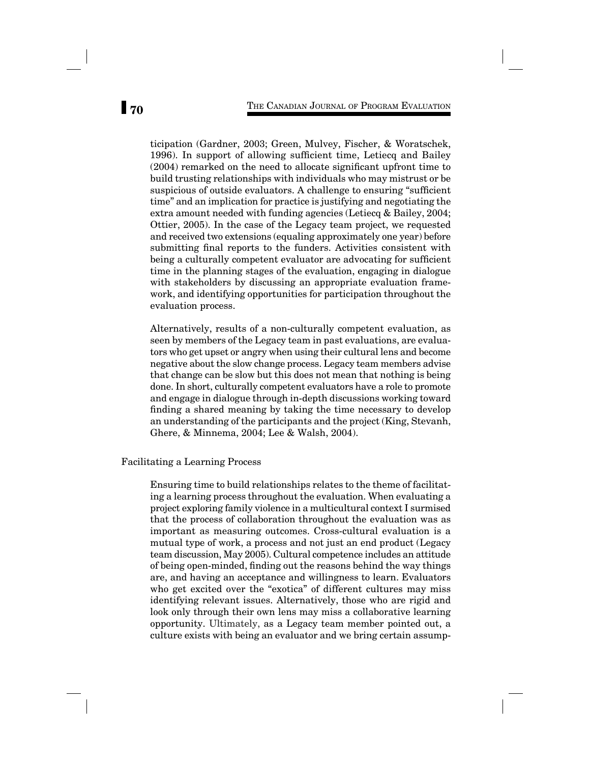ticipation (Gardner, 2003; Green, Mulvey, Fischer, & Woratschek, 1996). In support of allowing sufficient time, Letiecq and Bailey (2004) remarked on the need to allocate significant upfront time to build trusting relationships with individuals who may mistrust or be suspicious of outside evaluators. A challenge to ensuring "sufficient time" and an implication for practice is justifying and negotiating the extra amount needed with funding agencies (Letiecq & Bailey, 2004; Ottier, 2005). In the case of the Legacy team project, we requested and received two extensions (equaling approximately one year) before submitting final reports to the funders. Activities consistent with being a culturally competent evaluator are advocating for sufficient time in the planning stages of the evaluation, engaging in dialogue with stakeholders by discussing an appropriate evaluation framework, and identifying opportunities for participation throughout the evaluation process.

Alternatively, results of a non-culturally competent evaluation, as seen by members of the Legacy team in past evaluations, are evaluators who get upset or angry when using their cultural lens and become negative about the slow change process. Legacy team members advise that change can be slow but this does not mean that nothing is being done. In short, culturally competent evaluators have a role to promote and engage in dialogue through in-depth discussions working toward finding a shared meaning by taking the time necessary to develop an understanding of the participants and the project (King, Stevanh, Ghere, & Minnema, 2004; Lee & Walsh, 2004).

## Facilitating a Learning Process

Ensuring time to build relationships relates to the theme of facilitating a learning process throughout the evaluation. When evaluating a project exploring family violence in a multicultural context I surmised that the process of collaboration throughout the evaluation was as important as measuring outcomes. Cross-cultural evaluation is a mutual type of work, a process and not just an end product (Legacy team discussion, May 2005). Cultural competence includes an attitude of being open-minded, finding out the reasons behind the way things are, and having an acceptance and willingness to learn. Evaluators who get excited over the "exotica" of different cultures may miss identifying relevant issues. Alternatively, those who are rigid and look only through their own lens may miss a collaborative learning opportunity. Ultimately, as a Legacy team member pointed out, a culture exists with being an evaluator and we bring certain assump-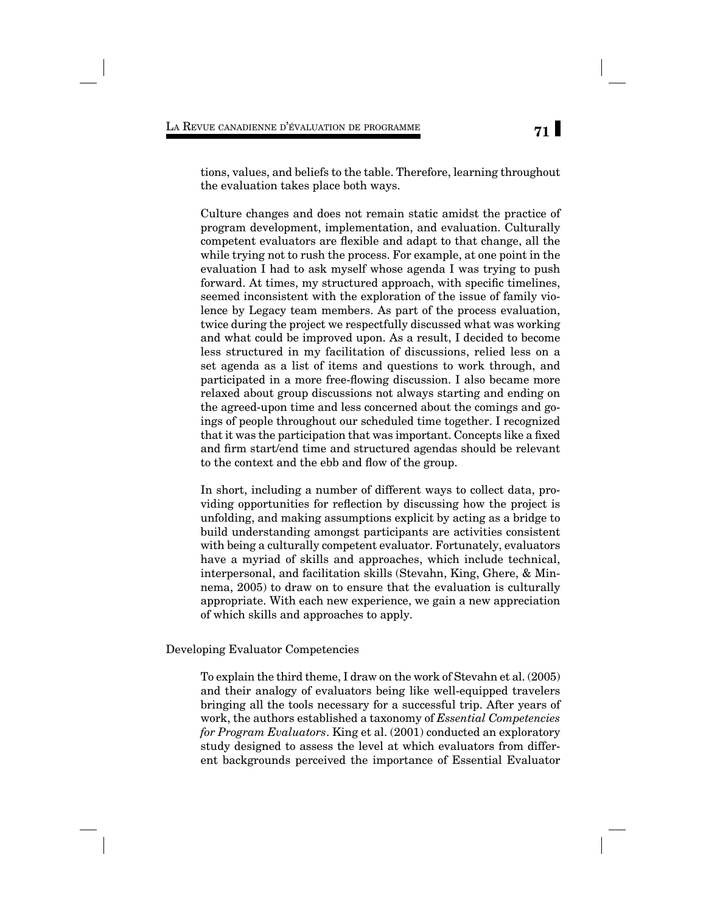tions, values, and beliefs to the table. Therefore, learning throughout the evaluation takes place both ways.

Culture changes and does not remain static amidst the practice of program development, implementation, and evaluation. Culturally competent evaluators are flexible and adapt to that change, all the while trying not to rush the process. For example, at one point in the evaluation I had to ask myself whose agenda I was trying to push forward. At times, my structured approach, with specific timelines, seemed inconsistent with the exploration of the issue of family violence by Legacy team members. As part of the process evaluation, twice during the project we respectfully discussed what was working and what could be improved upon. As a result, I decided to become less structured in my facilitation of discussions, relied less on a set agenda as a list of items and questions to work through, and participated in a more free-flowing discussion. I also became more relaxed about group discussions not always starting and ending on the agreed-upon time and less concerned about the comings and goings of people throughout our scheduled time together. I recognized that it was the participation that was important. Concepts like a fixed and firm start/end time and structured agendas should be relevant to the context and the ebb and flow of the group.

In short, including a number of different ways to collect data, providing opportunities for reflection by discussing how the project is unfolding, and making assumptions explicit by acting as a bridge to build understanding amongst participants are activities consistent with being a culturally competent evaluator. Fortunately, evaluators have a myriad of skills and approaches, which include technical, interpersonal, and facilitation skills (Stevahn, King, Ghere, & Minnema, 2005) to draw on to ensure that the evaluation is culturally appropriate. With each new experience, we gain a new appreciation of which skills and approaches to apply.

## Developing Evaluator Competencies

To explain the third theme, I draw on the work of Stevahn et al. (2005) and their analogy of evaluators being like well-equipped travelers bringing all the tools necessary for a successful trip. After years of work, the authors established a taxonomy of *Essential Competencies for Program Evaluators*. King et al. (2001) conducted an exploratory study designed to assess the level at which evaluators from different backgrounds perceived the importance of Essential Evaluator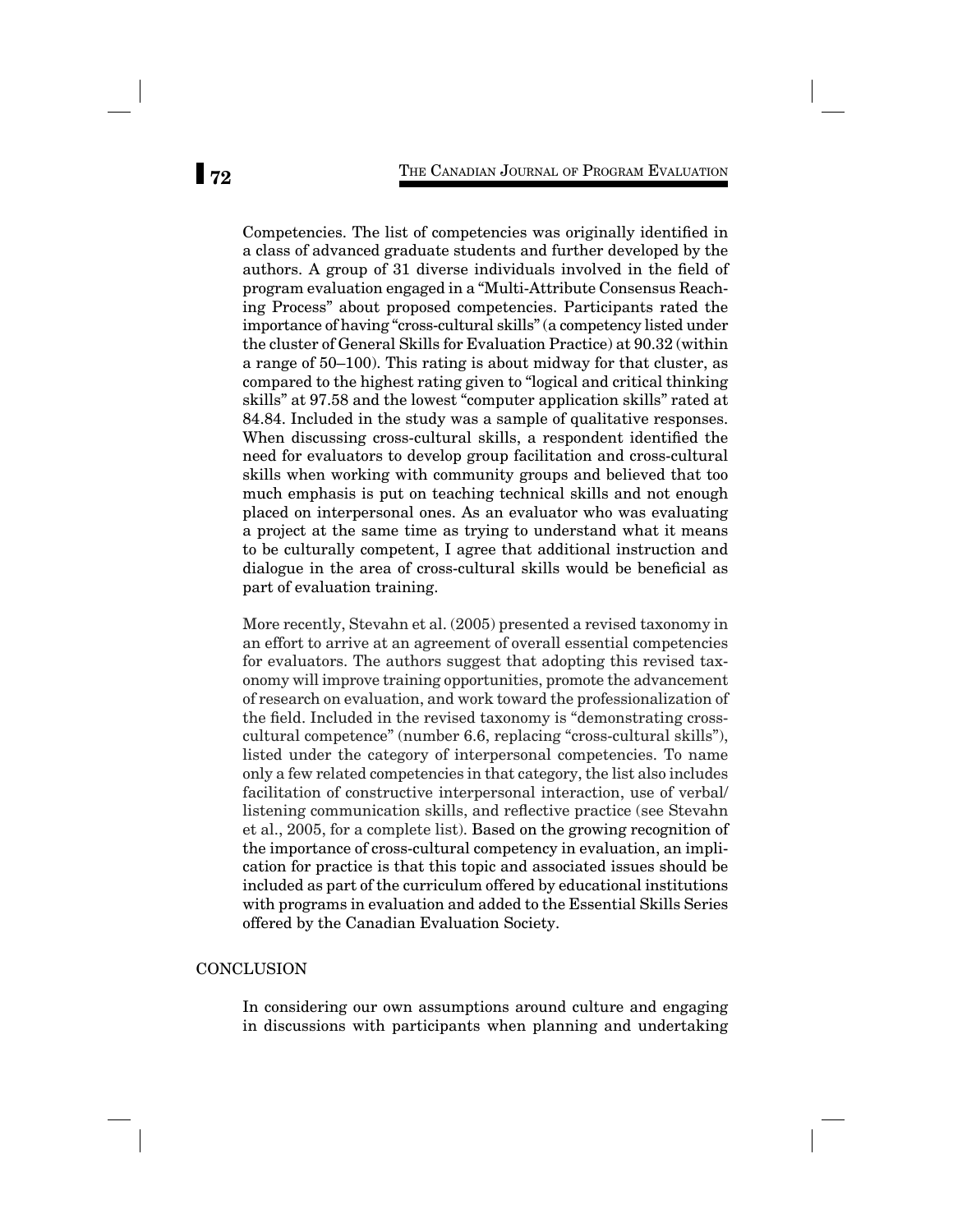Competencies. The list of competencies was originally identified in a class of advanced graduate students and further developed by the authors. A group of 31 diverse individuals involved in the field of program evaluation engaged in a "Multi-Attribute Consensus Reaching Process" about proposed competencies. Participants rated the importance of having "cross-cultural skills" (a competency listed under the cluster of General Skills for Evaluation Practice) at 90.32 (within a range of 50–100). This rating is about midway for that cluster, as compared to the highest rating given to "logical and critical thinking skills" at 97.58 and the lowest "computer application skills" rated at 84.84. Included in the study was a sample of qualitative responses. When discussing cross-cultural skills, a respondent identified the need for evaluators to develop group facilitation and cross-cultural skills when working with community groups and believed that too much emphasis is put on teaching technical skills and not enough placed on interpersonal ones. As an evaluator who was evaluating a project at the same time as trying to understand what it means to be culturally competent, I agree that additional instruction and dialogue in the area of cross-cultural skills would be beneficial as part of evaluation training.

More recently, Stevahn et al. (2005) presented a revised taxonomy in an effort to arrive at an agreement of overall essential competencies for evaluators. The authors suggest that adopting this revised taxonomy will improve training opportunities, promote the advancement of research on evaluation, and work toward the professionalization of the field. Included in the revised taxonomy is "demonstrating cross-cultural competence" (number 6.6, replacing "cross-cultural skills"), listed under the category of interpersonal competencies. To name only a few related competencies in that category, the list also includes facilitation of constructive interpersonal interaction, use of verbal/listening communication skills, and reflective practice (see Stevahn et al., 2005, for a complete list). Based on the growing recognition of the importance of cross-cultural competency in evaluation, an implication for practice is that this topic and associated issues should be included as part of the curriculum offered by educational institutions with programs in evaluation and added to the Essential Skills Series offered by the Canadian Evaluation Society.

## CONCLUSION

In considering our own assumptions around culture and engaging in discussions with participants when planning and undertaking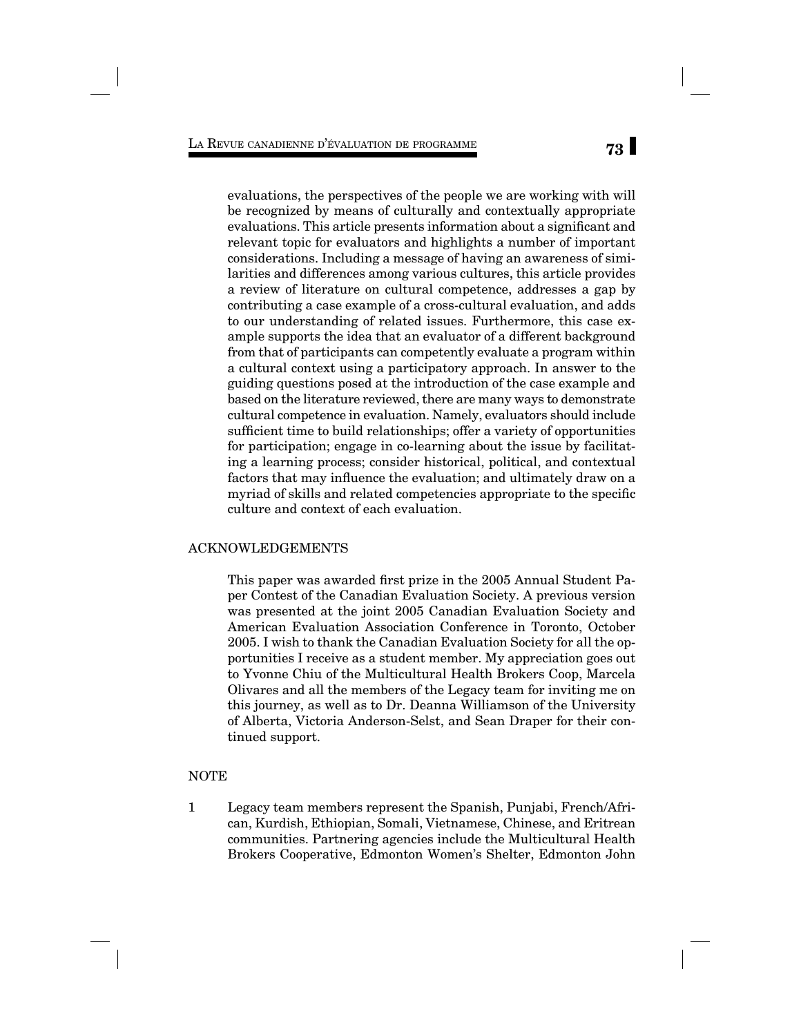evaluations, the perspectives of the people we are working with will be recognized by means of culturally and contextually appropriate evaluations. This article presents information about a significant and relevant topic for evaluators and highlights a number of important considerations. Including a message of having an awareness of similarities and differences among various cultures, this article provides a review of literature on cultural competence, addresses a gap by contributing a case example of a cross-cultural evaluation, and adds to our understanding of related issues. Furthermore, this case example supports the idea that an evaluator of a different background from that of participants can competently evaluate a program within a cultural context using a participatory approach. In answer to the guiding questions posed at the introduction of the case example and based on the literature reviewed, there are many ways to demonstrate cultural competence in evaluation. Namely, evaluators should include sufficient time to build relationships; offer a variety of opportunities for participation; engage in co-learning about the issue by facilitating a learning process; consider historical, political, and contextual factors that may influence the evaluation; and ultimately draw on a myriad of skills and related competencies appropriate to the specific culture and context of each evaluation.

## ACKNOWLEDGEMENTS

This paper was awarded first prize in the 2005 Annual Student Paper Contest of the Canadian Evaluation Society. A previous version was presented at the joint 2005 Canadian Evaluation Society and American Evaluation Association Conference in Toronto, October 2005. I wish to thank the Canadian Evaluation Society for all the opportunities I receive as a student member. My appreciation goes out to Yvonne Chiu of the Multicultural Health Brokers Coop, Marcela Olivares and all the members of the Legacy team for inviting me on this journey, as well as to Dr. Deanna Williamson of the University of Alberta, Victoria Anderson-Selst, and Sean Draper for their continued support.

## NOTE

1 Legacy team members represent the Spanish, Punjabi, French/African, Kurdish, Ethiopian, Somali, Vietnamese, Chinese, and Eritrean communities. Partnering agencies include the Multicultural Health Brokers Cooperative, Edmonton Women's Shelter, Edmonton John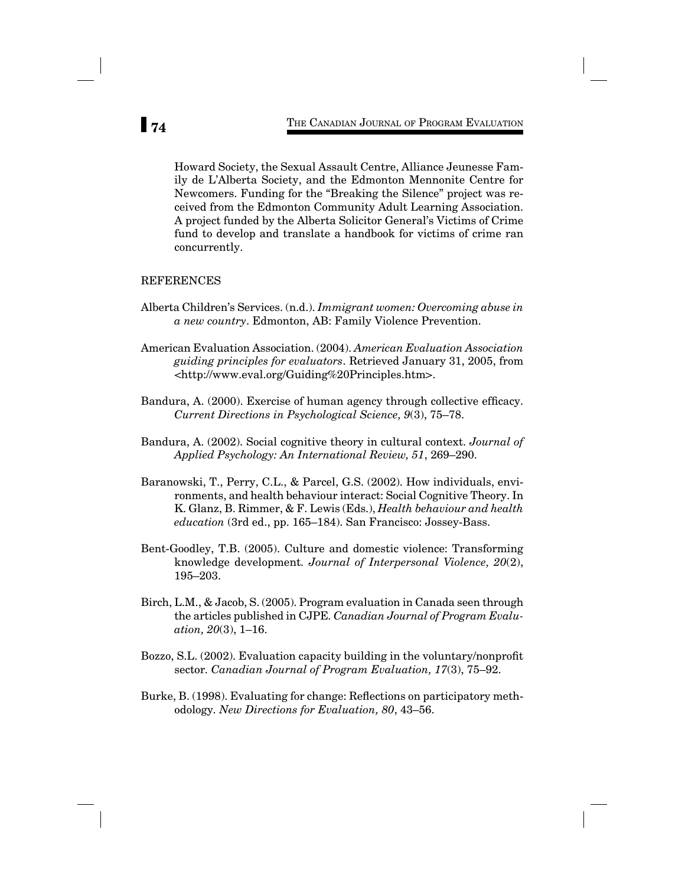Howard Society, the Sexual Assault Centre, Alliance Jeunesse Family de L'Alberta Society, and the Edmonton Mennonite Centre for Newcomers. Funding for the "Breaking the Silence" project was received from the Edmonton Community Adult Learning Association. A project funded by the Alberta Solicitor General's Victims of Crime fund to develop and translate a handbook for victims of crime ran concurrently.

## REFERENCES

Alberta Children's Services. (n.d.). *Immigrant women: Overcoming abuse in a new country*. Edmonton, AB: Family Violence Prevention.

American Evaluation Association. (2004). *American Evaluation Association guiding principles for evaluators*. Retrieved January 31, 2005, from <http://www.eval.org/Guiding%20Principles.htm>.

Bandura, A. (2000). Exercise of human agency through collective efficacy. *Current Directions in Psychological Science, 9*(3), 75–78.

Bandura, A. (2002). Social cognitive theory in cultural context. *Journal of Applied Psychology: An International Review, 51*, 269–290.

Baranowski, T., Perry, C.L., & Parcel, G.S. (2002). How individuals, environments, and health behaviour interact: Social Cognitive Theory. In K. Glanz, B. Rimmer, & F. Lewis (Eds.), *Health behaviour and health education* (3rd ed., pp. 165–184). San Francisco: Jossey-Bass.

Bent-Goodley, T.B. (2005). Culture and domestic violence: Transforming knowledge development. *Journal of Interpersonal Violence, 20*(2), 195–203.

Birch, L.M., & Jacob, S. (2005). Program evaluation in Canada seen through the articles published in CJPE. *Canadian Journal of Program Evaluation, 20*(3), 1–16.

Bozzo, S.L. (2002). Evaluation capacity building in the voluntary/nonprofit sector. *Canadian Journal of Program Evaluation, 17*(3), 75–92.

Burke, B. (1998). Evaluating for change: Reflections on participatory methodology. *New Directions for Evaluation, 80*, 43–56.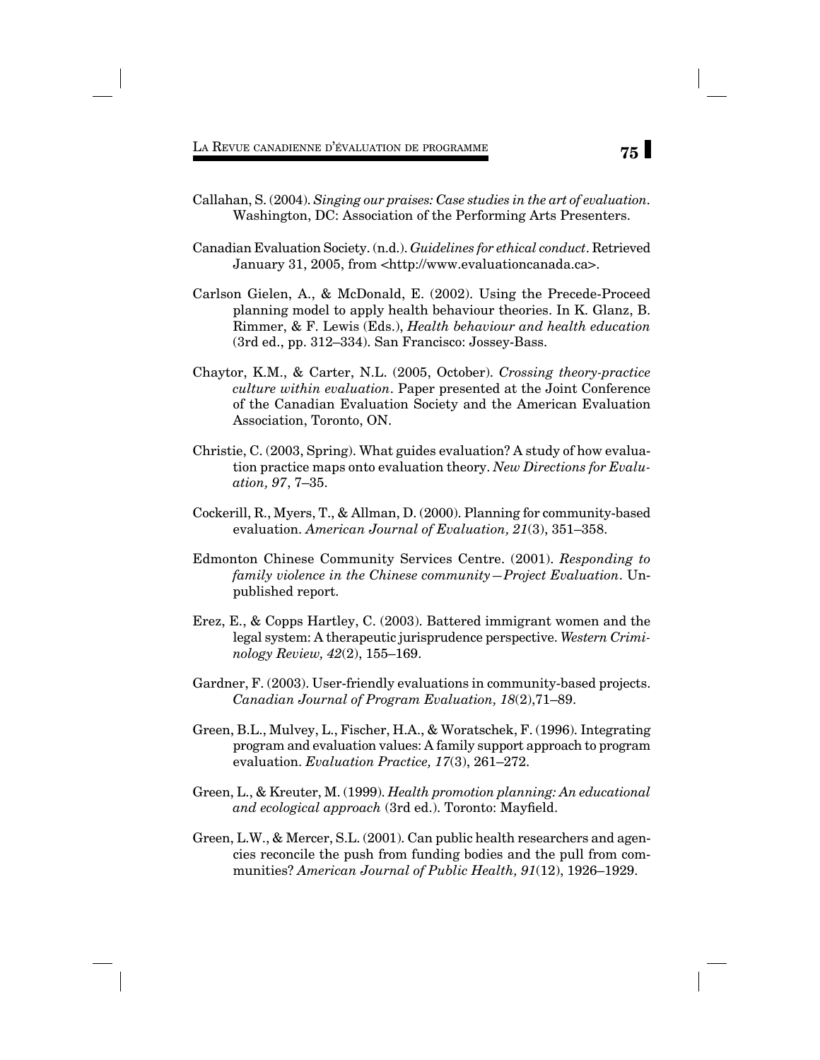Callahan, S. (2004). *Singing our praises: Case studies in the art of evaluation*. Washington, DC: Association of the Performing Arts Presenters.

Canadian Evaluation Society. (n.d.). *Guidelines for ethical conduct*. Retrieved January 31, 2005, from <http://www.evaluationcanada.ca>.

Carlson Gielen, A., & McDonald, E. (2002). Using the Precede-Proceed planning model to apply health behaviour theories. In K. Glanz, B. Rimmer, & F. Lewis (Eds.), *Health behaviour and health education* (3rd ed., pp. 312–334). San Francisco: Jossey-Bass.

Chaytor, K.M., & Carter, N.L. (2005, October). *Crossing theory-practice culture within evaluation*. Paper presented at the Joint Conference of the Canadian Evaluation Society and the American Evaluation Association, Toronto, ON.

Christie, C. (2003, Spring). What guides evaluation? A study of how evaluation practice maps onto evaluation theory. *New Directions for Evaluation, 97*, 7–35.

Cockerill, R., Myers, T., & Allman, D. (2000). Planning for community-based evaluation. *American Journal of Evaluation, 21*(3), 351–358.

Edmonton Chinese Community Services Centre. (2001). *Responding to family violence in the Chinese community—Project Evaluation*. Unpublished report.

Erez, E., & Copps Hartley, C. (2003). Battered immigrant women and the legal system: A therapeutic jurisprudence perspective. *Western Criminology Review, 42*(2), 155–169.

Gardner, F. (2003). User-friendly evaluations in community-based projects. *Canadian Journal of Program Evaluation, 18*(2),71–89.

Green, B.L., Mulvey, L., Fischer, H.A., & Woratschek, F. (1996). Integrating program and evaluation values: A family support approach to program evaluation. *Evaluation Practice, 17*(3), 261–272.

Green, L., & Kreuter, M. (1999). *Health promotion planning: An educational and ecological approach* (3rd ed.). Toronto: Mayfield.

Green, L.W., & Mercer, S.L. (2001). Can public health researchers and agencies reconcile the push from funding bodies and the pull from communities? *American Journal of Public Health, 91*(12), 1926–1929.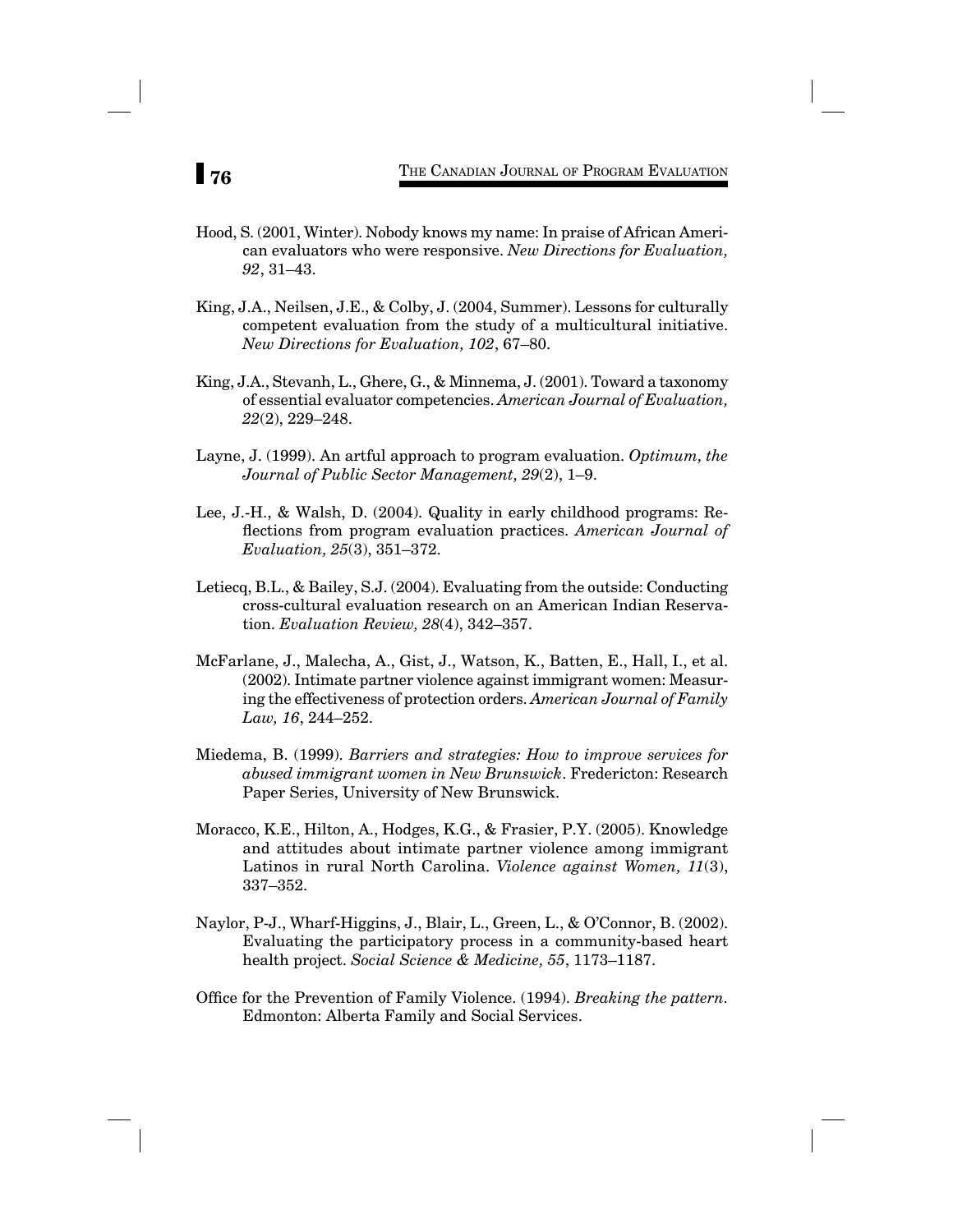Hood, S. (2001, Winter). Nobody knows my name: In praise of African American evaluators who were responsive. *New Directions for Evaluation, 92*, 31–43.

King, J.A., Neilsen, J.E., & Colby, J. (2004, Summer). Lessons for culturally competent evaluation from the study of a multicultural initiative. *New Directions for Evaluation, 102*, 67–80.

King, J.A., Stevanh, L., Ghere, G., & Minnema, J. (2001). Toward a taxonomy of essential evaluator competencies. *American Journal of Evaluation, 22*(2), 229–248.

Layne, J. (1999). An artful approach to program evaluation. *Optimum, the Journal of Public Sector Management, 29*(2), 1–9.

Lee, J.-H., & Walsh, D. (2004). Quality in early childhood programs: Reflections from program evaluation practices. *American Journal of Evaluation, 25*(3), 351–372.

Letiecq, B.L., & Bailey, S.J. (2004). Evaluating from the outside: Conducting cross-cultural evaluation research on an American Indian Reservation. *Evaluation Review, 28*(4), 342–357.

McFarlane, J., Malecha, A., Gist, J., Watson, K., Batten, E., Hall, I., et al. (2002). Intimate partner violence against immigrant women: Measuring the effectiveness of protection orders. *American Journal of Family Law, 16*, 244–252.

Miedema, B. (1999). *Barriers and strategies: How to improve services for abused immigrant women in New Brunswick*. Fredericton: Research Paper Series, University of New Brunswick.

Moracco, K.E., Hilton, A., Hodges, K.G., & Frasier, P.Y. (2005). Knowledge and attitudes about intimate partner violence among immigrant Latinos in rural North Carolina. *Violence against Women, 11*(3), 337–352.

Naylor, P-J., Wharf-Higgins, J., Blair, L., Green, L., & O'Connor, B. (2002). Evaluating the participatory process in a community-based heart health project. *Social Science & Medicine, 55*, 1173–1187.

Office for the Prevention of Family Violence. (1994). *Breaking the pattern*. Edmonton: Alberta Family and Social Services.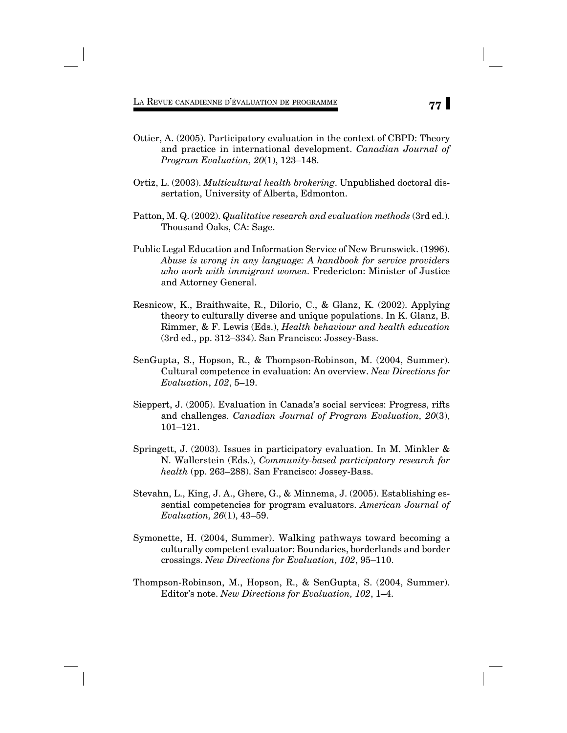Ottier, A. (2005). Participatory evaluation in the context of CBPD: Theory and practice in international development. *Canadian Journal of Program Evaluation, 20*(1), 123–148.

Ortiz, L. (2003). *Multicultural health brokering*. Unpublished doctoral dissertation, University of Alberta, Edmonton.

Patton, M. Q. (2002). *Qualitative research and evaluation methods* (3rd ed.). Thousand Oaks, CA: Sage.

Public Legal Education and Information Service of New Brunswick. (1996). *Abuse is wrong in any language: A handbook for service providers who work with immigrant women*. Fredericton: Minister of Justice and Attorney General.

Resnicow, K., Braithwaite, R., Dilorio, C., & Glanz, K. (2002). Applying theory to culturally diverse and unique populations. In K. Glanz, B. Rimmer, & F. Lewis (Eds.), *Health behaviour and health education* (3rd ed., pp. 312–334). San Francisco: Jossey-Bass.

SenGupta, S., Hopson, R., & Thompson-Robinson, M. (2004, Summer). Cultural competence in evaluation: An overview. *New Directions for Evaluation*, *102*, 5–19.

Sieppert, J. (2005). Evaluation in Canada's social services: Progress, rifts and challenges. *Canadian Journal of Program Evaluation, 20*(3), 101–121.

Springett, J. (2003). Issues in participatory evaluation. In M. Minkler & N. Wallerstein (Eds.), *Community-based participatory research for health* (pp. 263–288). San Francisco: Jossey-Bass.

Stevahn, L., King, J. A., Ghere, G., & Minnema, J. (2005). Establishing essential competencies for program evaluators. *American Journal of Evaluation, 26*(1), 43–59.

Symonette, H. (2004, Summer). Walking pathways toward becoming a culturally competent evaluator: Boundaries, borderlands and border crossings. *New Directions for Evaluation, 102*, 95–110.

Thompson-Robinson, M., Hopson, R., & SenGupta, S. (2004, Summer). Editor's note. *New Directions for Evaluation, 102*, 1–4.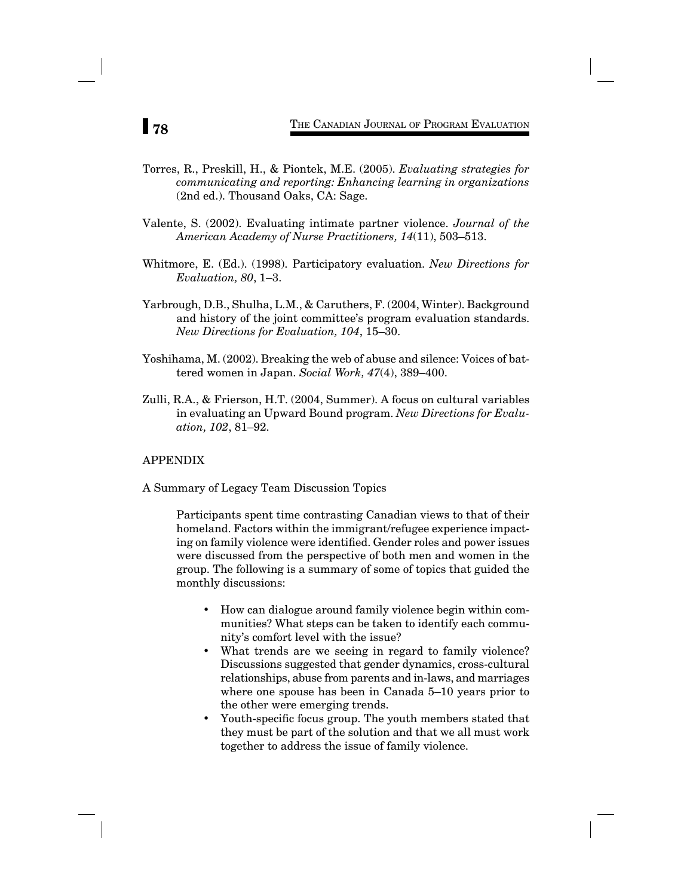Torres, R., Preskill, H., & Piontek, M.E. (2005). *Evaluating strategies for communicating and reporting: Enhancing learning in organizations* (2nd ed.). Thousand Oaks, CA: Sage.

Valente, S. (2002). Evaluating intimate partner violence. *Journal of the American Academy of Nurse Practitioners, 14*(11), 503–513.

Whitmore, E. (Ed.). (1998). Participatory evaluation. *New Directions for Evaluation, 80*, 1–3.

Yarbrough, D.B., Shulha, L.M., & Caruthers, F. (2004, Winter). Background and history of the joint committee's program evaluation standards. *New Directions for Evaluation, 104*, 15–30.

Yoshihama, M. (2002). Breaking the web of abuse and silence: Voices of battered women in Japan. *Social Work, 47*(4), 389–400.

Zulli, R.A., & Frierson, H.T. (2004, Summer). A focus on cultural variables in evaluating an Upward Bound program. *New Directions for Evaluation, 102*, 81–92.

## APPENDIX

A Summary of Legacy Team Discussion Topics

> Participants spent time contrasting Canadian views to that of their homeland. Factors within the immigrant/refugee experience impacting on family violence were identified. Gender roles and power issues were discussed from the perspective of both men and women in the group. The following is a summary of some of topics that guided the monthly discussions:
>
> - How can dialogue around family violence begin within communities? What steps can be taken to identify each community's comfort level with the issue?
> - What trends are we seeing in regard to family violence? Discussions suggested that gender dynamics, cross-cultural relationships, abuse from parents and in-laws, and marriages where one spouse has been in Canada 5–10 years prior to the other were emerging trends.
> - Youth-specific focus group. The youth members stated that they must be part of the solution and that we all must work together to address the issue of family violence.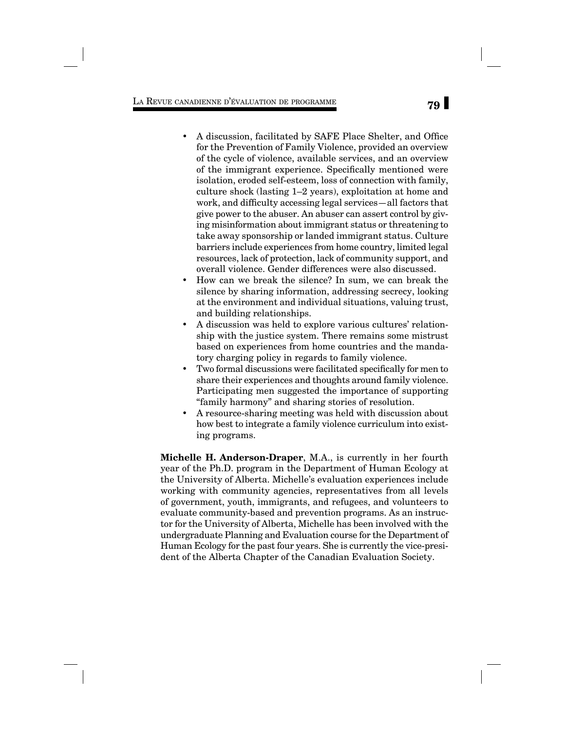- A discussion, facilitated by SAFE Place Shelter, and Office for the Prevention of Family Violence, provided an overview of the cycle of violence, available services, and an overview of the immigrant experience. Specifically mentioned were isolation, eroded self-esteem, loss of connection with family, culture shock (lasting 1–2 years), exploitation at home and work, and difficulty accessing legal services—all factors that give power to the abuser. An abuser can assert control by giving misinformation about immigrant status or threatening to take away sponsorship or landed immigrant status. Culture barriers include experiences from home country, limited legal resources, lack of protection, lack of community support, and overall violence. Gender differences were also discussed.
- How can we break the silence? In sum, we can break the silence by sharing information, addressing secrecy, looking at the environment and individual situations, valuing trust, and building relationships.
- A discussion was held to explore various cultures' relationship with the justice system. There remains some mistrust based on experiences from home countries and the mandatory charging policy in regards to family violence.
- Two formal discussions were facilitated specifically for men to share their experiences and thoughts around family violence. Participating men suggested the importance of supporting "family harmony" and sharing stories of resolution.
- A resource-sharing meeting was held with discussion about how best to integrate a family violence curriculum into existing programs.

**Michelle H. Anderson-Draper**, M.A., is currently in her fourth year of the Ph.D. program in the Department of Human Ecology at the University of Alberta. Michelle's evaluation experiences include working with community agencies, representatives from all levels of government, youth, immigrants, and refugees, and volunteers to evaluate community-based and prevention programs. As an instructor for the University of Alberta, Michelle has been involved with the undergraduate Planning and Evaluation course for the Department of Human Ecology for the past four years. She is currently the vice-president of the Alberta Chapter of the Canadian Evaluation Society.